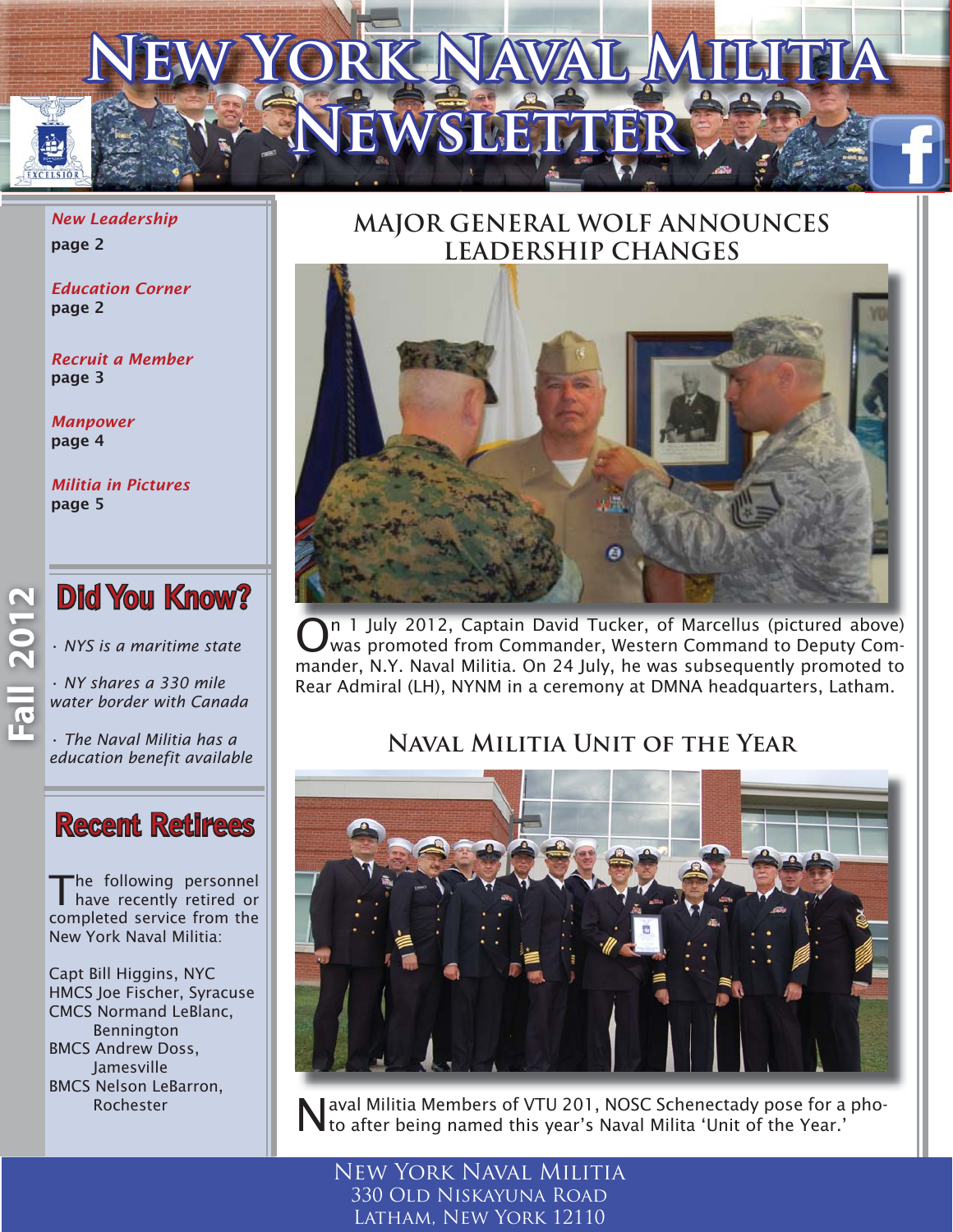# New York Naval Militia Newsletter

Fall 2012

*New Leadership*
**page 2**

*Education Corner*
**page 2**

*Recruit a Member*
**page 3**

*Manpower*
**page 4**

*Militia in Pictures*
**page 5**

## Did You Know?

- *NYS is a maritime state*
- *NY shares a 330 mile water border with Canada*
- *The Naval Militia has a education benefit available*

## Recent Retirees

The following personnel have recently retired or completed service from the New York Naval Militia:

Capt Bill Higgins, NYC
HMCS Joe Fischer, Syracuse
CMCS Normand LeBlanc, Bennington
BMCS Andrew Doss, Jamesville
BMCS Nelson LeBarron, Rochester

## Major General Wolf Announces Leadership Changes

On 1 July 2012, Captain David Tucker, of Marcellus (pictured above) was promoted from Commander, Western Command to Deputy Commander, N.Y. Naval Militia. On 24 July, he was subsequently promoted to Rear Admiral (LH), NYNM in a ceremony at DMNA headquarters, Latham.

## Naval Militia Unit of the Year

Naval Militia Members of VTU 201, NOSC Schenectady pose for a photo after being named this year's Naval Milita 'Unit of the Year.'

New York Naval Militia
330 Old Niskayuna Road
Latham, New York 12110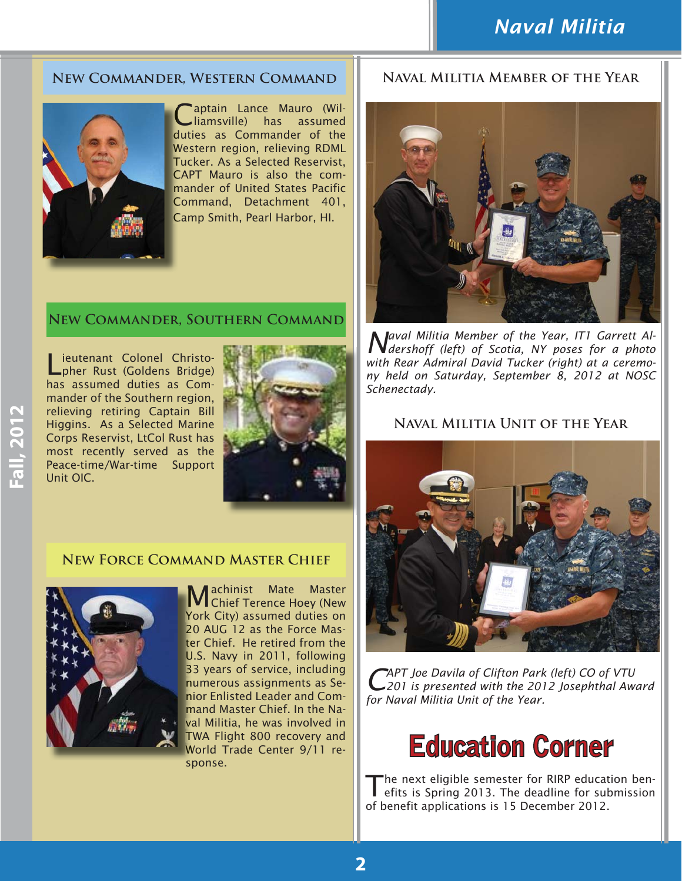## New Commander, Western Command

Captain Lance Mauro (Williamsville) has assumed duties as Commander of the Western region, relieving RDML Tucker. As a Selected Reservist, CAPT Mauro is also the commander of United States Pacific Command, Detachment 401, Camp Smith, Pearl Harbor, HI.

## New Commander, Southern Command

Lieutenant Colonel Christopher Rust (Goldens Bridge) has assumed duties as Commander of the Southern region, relieving retiring Captain Bill Higgins. As a Selected Marine Corps Reservist, LtCol Rust has most recently served as the Peace-time/War-time Support Unit OIC.

## New Force Command Master Chief

Machinist Mate Master Chief Terence Hoey (New York City) assumed duties on 20 AUG 12 as the Force Master Chief. He retired from the U.S. Navy in 2011, following 33 years of service, including numerous assignments as Senior Enlisted Leader and Command Master Chief. In the Naval Militia, he was involved in TWA Flight 800 recovery and World Trade Center 9/11 response.

## Naval Militia Member of the Year

*Naval Militia Member of the Year, IT1 Garrett Aldershoff (left) of Scotia, NY poses for a photo with Rear Admiral David Tucker (right) at a ceremony held on Saturday, September 8, 2012 at NOSC Schenectady.*

## Naval Militia Unit of the Year

*CAPT Joe Davila of Clifton Park (left) CO of VTU 201 is presented with the 2012 Josephthal Award for Naval Militia Unit of the Year.*

# Education Corner

The next eligible semester for RIRP education benefits is Spring 2013. The deadline for submission of benefit applications is 15 December 2012.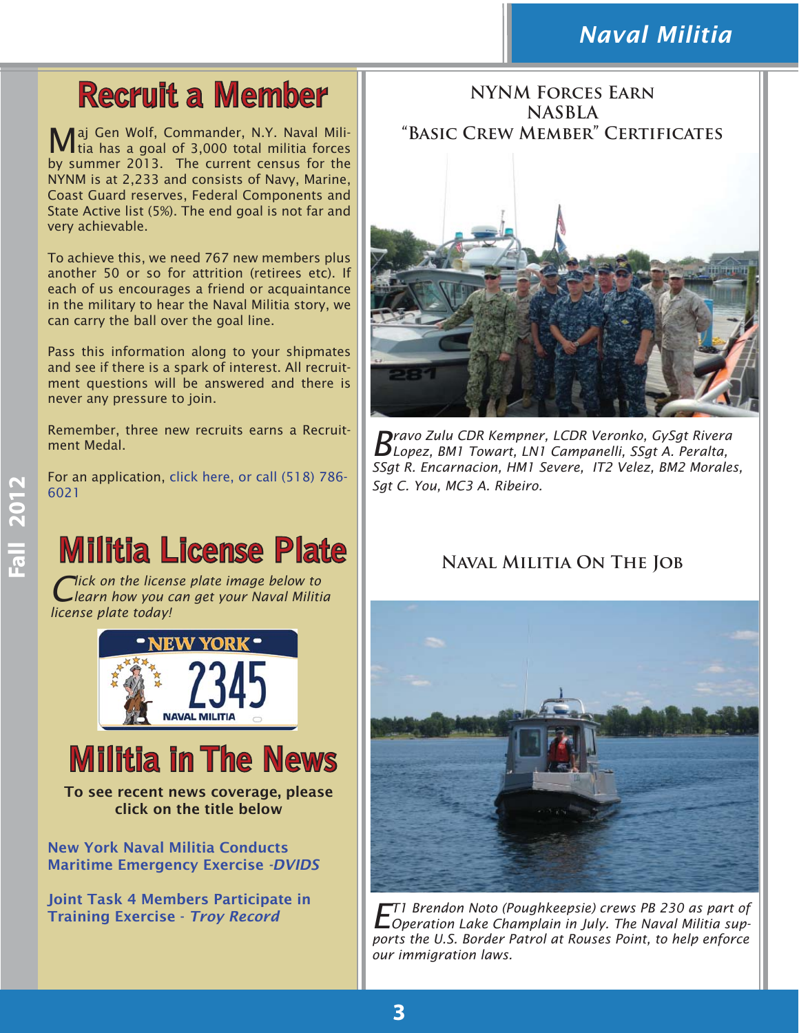# Recruit a Member

Maj Gen Wolf, Commander, N.Y. Naval Militia has a goal of 3,000 total militia forces by summer 2013. The current census for the NYNM is at 2,233 and consists of Navy, Marine, Coast Guard reserves, Federal Components and State Active list (5%). The end goal is not far and very achievable.

To achieve this, we need 767 new members plus another 50 or so for attrition (retirees etc). If each of us encourages a friend or acquaintance in the military to hear the Naval Militia story, we can carry the ball over the goal line.

Pass this information along to your shipmates and see if there is a spark of interest. All recruitment questions will be answered and there is never any pressure to join.

Remember, three new recruits earns a Recruitment Medal.

For an application, click here, or call (518) 786-6021

# Militia License Plate

*Click on the license plate image below to learn how you can get your Naval Militia license plate today!*

# Militia in The News

**To see recent news coverage, please click on the title below**

**New York Naval Militia Conducts Maritime Emergency Exercise -*DVIDS***

**Joint Task 4 Members Participate in Training Exercise - *Troy Record***

## NYNM Forces Earn NASBLA "Basic Crew Member" Certificates

*Bravo Zulu CDR Kempner, LCDR Veronko, GySgt Rivera Lopez, BM1 Towart, LN1 Campanelli, SSgt A. Peralta, SSgt R. Encarnacion, HM1 Severe, IT2 Velez, BM2 Morales, Sgt C. You, MC3 A. Ribeiro.*

## Naval Militia On The Job

*ET1 Brendon Noto (Poughkeepsie) crews PB 230 as part of Operation Lake Champlain in July. The Naval Militia supports the U.S. Border Patrol at Rouses Point, to help enforce our immigration laws.*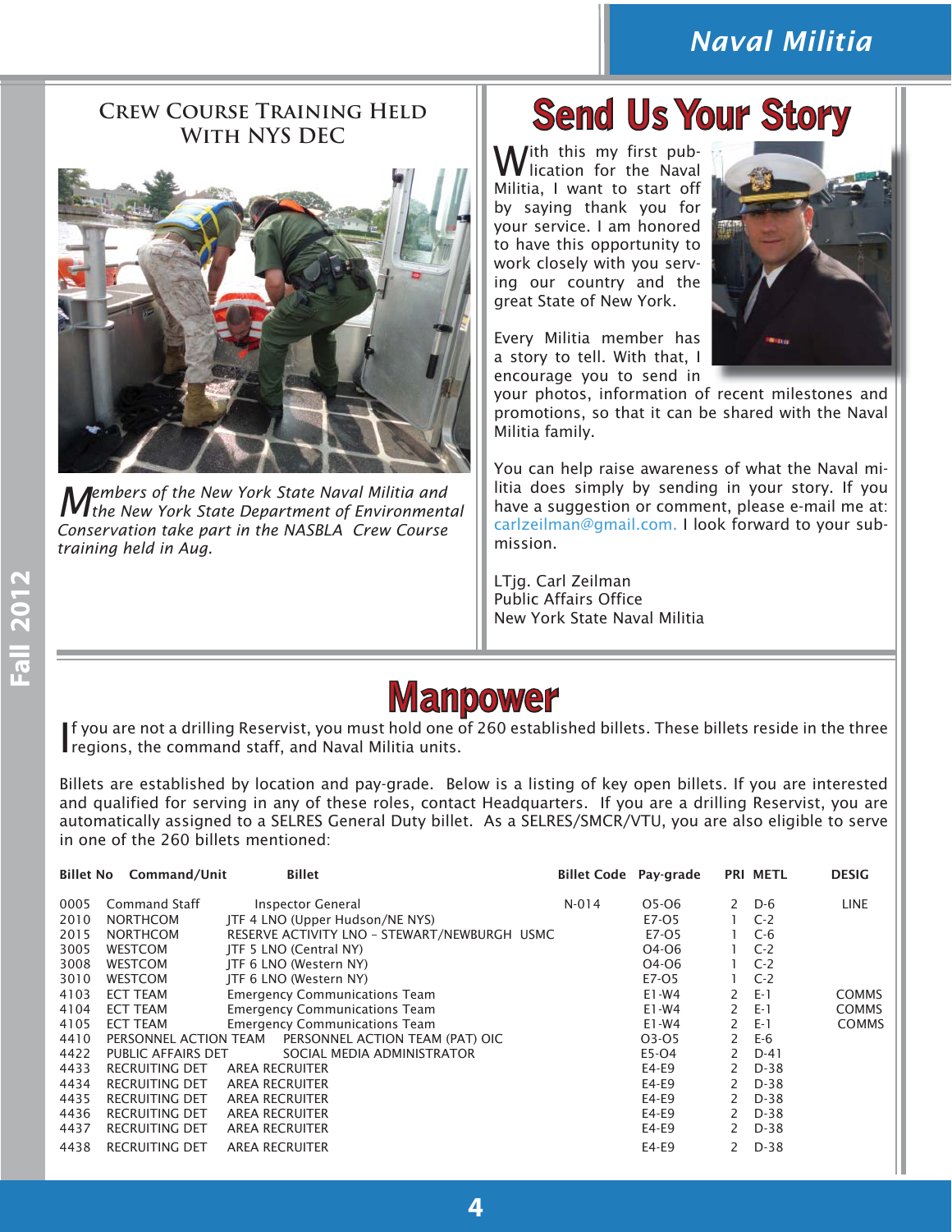## Crew Course Training Held With NYS DEC

*Members of the New York State Naval Militia and the New York State Department of Environmental Conservation take part in the NASBLA Crew Course training held in Aug.*

# Send Us Your Story

With this my first publication for the Naval Militia, I want to start off by saying thank you for your service. I am honored to have this opportunity to work closely with you serving our country and the great State of New York.

Every Militia member has a story to tell. With that, I encourage you to send in your photos, information of recent milestones and promotions, so that it can be shared with the Naval Militia family.

You can help raise awareness of what the Naval militia does simply by sending in your story. If you have a suggestion or comment, please e-mail me at: carlzeilman@gmail.com. I look forward to your submission.

LTjg. Carl Zeilman
Public Affairs Office
New York State Naval Militia

# Manpower

If you are not a drilling Reservist, you must hold one of 260 established billets. These billets reside in the three regions, the command staff, and Naval Militia units.

Billets are established by location and pay-grade. Below is a listing of key open billets. If you are interested and qualified for serving in any of these roles, contact Headquarters. If you are a drilling Reservist, you are automatically assigned to a SELRES General Duty billet. As a SELRES/SMCR/VTU, you are also eligible to serve in one of the 260 billets mentioned:

| Billet No | Command/Unit | Billet | Billet Code | Pay-grade | PRI | METL | DESIG |
|---|---|---|---|---|---|---|---|
| 0005 | Command Staff | Inspector General | N-014 | O5-O6 | 2 | D-6 | LINE |
| 2010 | NORTHCOM | JTF 4 LNO (Upper Hudson/NE NYS) | | E7-O5 | 1 | C-2 | |
| 2015 | NORTHCOM | RESERVE ACTIVITY LNO - STEWART/NEWBURGH USMC | | E7-O5 | 1 | C-6 | |
| 3005 | WESTCOM | JTF 5 LNO (Central NY) | | O4-O6 | 1 | C-2 | |
| 3008 | WESTCOM | JTF 6 LNO (Western NY) | | O4-O6 | 1 | C-2 | |
| 3010 | WESTCOM | JTF 6 LNO (Western NY) | | E7-O5 | 1 | C-2 | |
| 4103 | ECT TEAM | Emergency Communications Team | | E1-W4 | 2 | E-1 | COMMS |
| 4104 | ECT TEAM | Emergency Communications Team | | E1-W4 | 2 | E-1 | COMMS |
| 4105 | ECT TEAM | Emergency Communications Team | | E1-W4 | 2 | E-1 | COMMS |
| 4410 | PERSONNEL ACTION TEAM | PERSONNEL ACTION TEAM (PAT) OIC | | O3-O5 | 2 | E-6 | |
| 4422 | PUBLIC AFFAIRS DET | SOCIAL MEDIA ADMINISTRATOR | | E5-O4 | 2 | D-41 | |
| 4433 | RECRUITING DET | AREA RECRUITER | | E4-E9 | 2 | D-38 | |
| 4434 | RECRUITING DET | AREA RECRUITER | | E4-E9 | 2 | D-38 | |
| 4435 | RECRUITING DET | AREA RECRUITER | | E4-E9 | 2 | D-38 | |
| 4436 | RECRUITING DET | AREA RECRUITER | | E4-E9 | 2 | D-38 | |
| 4437 | RECRUITING DET | AREA RECRUITER | | E4-E9 | 2 | D-38 | |
| 4438 | RECRUITING DET | AREA RECRUITER | | E4-E9 | 2 | D-38 | |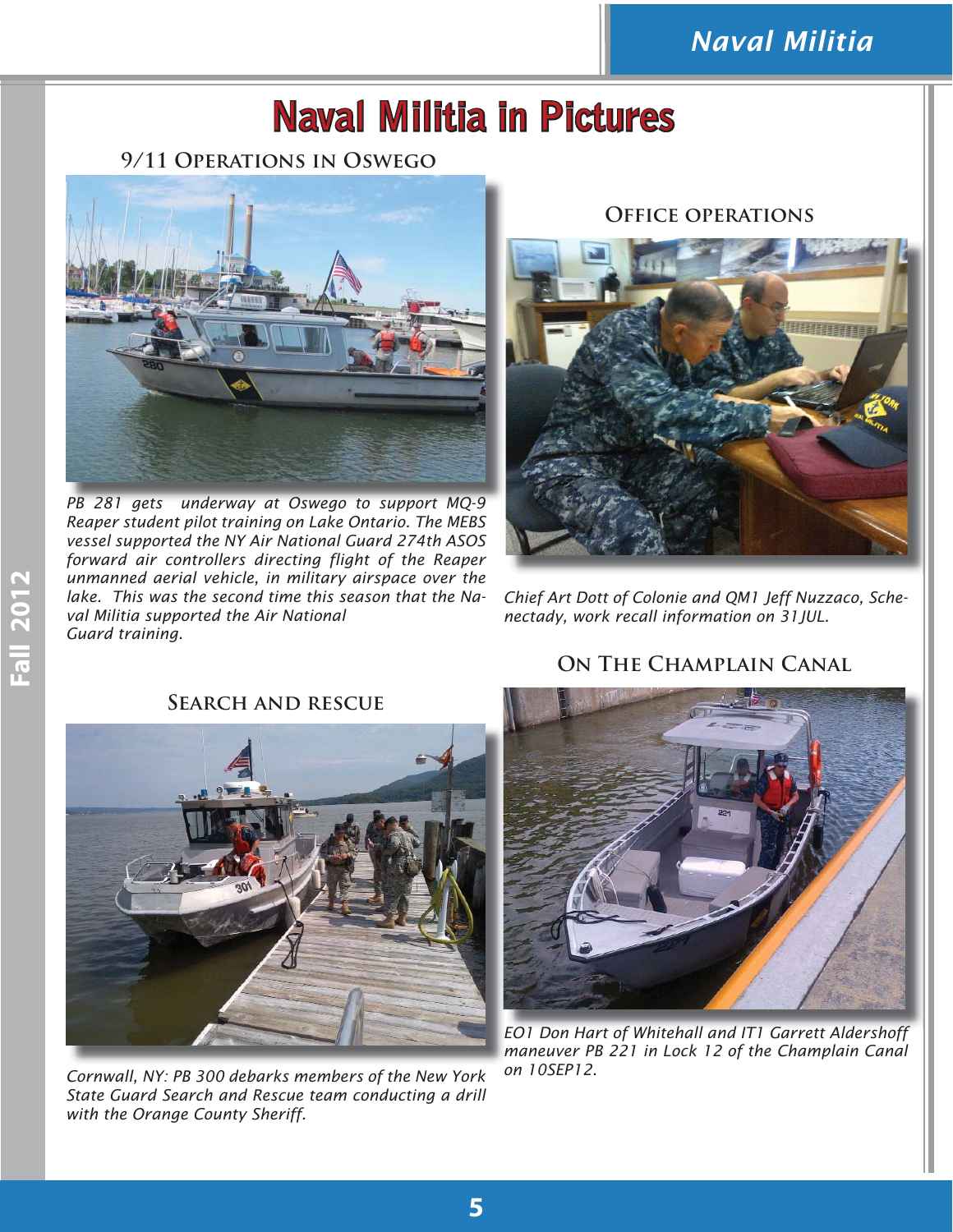# Naval Militia in Pictures

## 9/11 Operations in Oswego

*PB 281 gets underway at Oswego to support MQ-9 Reaper student pilot training on Lake Ontario. The MEBS vessel supported the NY Air National Guard 274th ASOS forward air controllers directing flight of the Reaper unmanned aerial vehicle, in military airspace over the lake. This was the second time this season that the Naval Militia supported the Air National Guard training.*

## Office operations

*Chief Art Dott of Colonie and QM1 Jeff Nuzzaco, Schenectady, work recall information on 31JUL.*

## Search and rescue

*Cornwall, NY: PB 300 debarks members of the New York State Guard Search and Rescue team conducting a drill with the Orange County Sheriff.*

## On The Champlain Canal

*EO1 Don Hart of Whitehall and IT1 Garrett Aldershoff maneuver PB 221 in Lock 12 of the Champlain Canal on 10SEP12.*